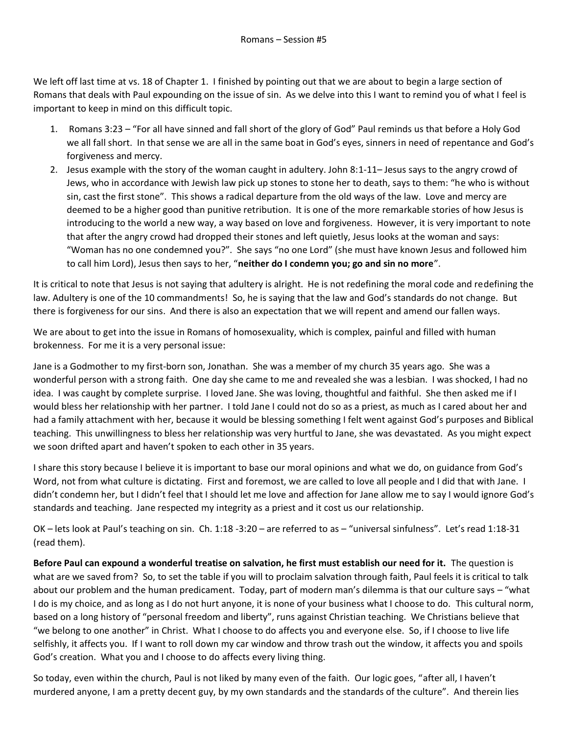# Romans – Session #5

We left off last time at vs. 18 of Chapter 1. I finished by pointing out that we are about to begin a large section of Romans that deals with Paul expounding on the issue of sin. As we delve into this I want to remind you of what I feel is important to keep in mind on this difficult topic.

1. Romans 3:23 – "For all have sinned and fall short of the glory of God" Paul reminds us that before a Holy God we all fall short. In that sense we are all in the same boat in God's eyes, sinners in need of repentance and God's forgiveness and mercy.
2. Jesus example with the story of the woman caught in adultery. John 8:1-11– Jesus says to the angry crowd of Jews, who in accordance with Jewish law pick up stones to stone her to death, says to them: "he who is without sin, cast the first stone". This shows a radical departure from the old ways of the law. Love and mercy are deemed to be a higher good than punitive retribution. It is one of the more remarkable stories of how Jesus is introducing to the world a new way, a way based on love and forgiveness. However, it is very important to note that after the angry crowd had dropped their stones and left quietly, Jesus looks at the woman and says: "Woman has no one condemned you?". She says "no one Lord" (she must have known Jesus and followed him to call him Lord), Jesus then says to her, "**neither do I condemn you; go and sin no more**".

It is critical to note that Jesus is not saying that adultery is alright. He is not redefining the moral code and redefining the law. Adultery is one of the 10 commandments! So, he is saying that the law and God's standards do not change. But there is forgiveness for our sins. And there is also an expectation that we will repent and amend our fallen ways.

We are about to get into the issue in Romans of homosexuality, which is complex, painful and filled with human brokenness. For me it is a very personal issue:

Jane is a Godmother to my first-born son, Jonathan. She was a member of my church 35 years ago. She was a wonderful person with a strong faith. One day she came to me and revealed she was a lesbian. I was shocked, I had no idea. I was caught by complete surprise. I loved Jane. She was loving, thoughtful and faithful. She then asked me if I would bless her relationship with her partner. I told Jane I could not do so as a priest, as much as I cared about her and had a family attachment with her, because it would be blessing something I felt went against God's purposes and Biblical teaching. This unwillingness to bless her relationship was very hurtful to Jane, she was devastated. As you might expect we soon drifted apart and haven't spoken to each other in 35 years.

I share this story because I believe it is important to base our moral opinions and what we do, on guidance from God's Word, not from what culture is dictating. First and foremost, we are called to love all people and I did that with Jane. I didn't condemn her, but I didn't feel that I should let me love and affection for Jane allow me to say I would ignore God's standards and teaching. Jane respected my integrity as a priest and it cost us our relationship.

OK – lets look at Paul's teaching on sin. Ch. 1:18 -3:20 – are referred to as – "universal sinfulness". Let's read 1:18-31 (read them).

**Before Paul can expound a wonderful treatise on salvation, he first must establish our need for it.** The question is what are we saved from? So, to set the table if you will to proclaim salvation through faith, Paul feels it is critical to talk about our problem and the human predicament. Today, part of modern man's dilemma is that our culture says – "what I do is my choice, and as long as I do not hurt anyone, it is none of your business what I choose to do. This cultural norm, based on a long history of "personal freedom and liberty", runs against Christian teaching. We Christians believe that "we belong to one another" in Christ. What I choose to do affects you and everyone else. So, if I choose to live life selfishly, it affects you. If I want to roll down my car window and throw trash out the window, it affects you and spoils God's creation. What you and I choose to do affects every living thing.

So today, even within the church, Paul is not liked by many even of the faith. Our logic goes, "after all, I haven't murdered anyone, I am a pretty decent guy, by my own standards and the standards of the culture". And therein lies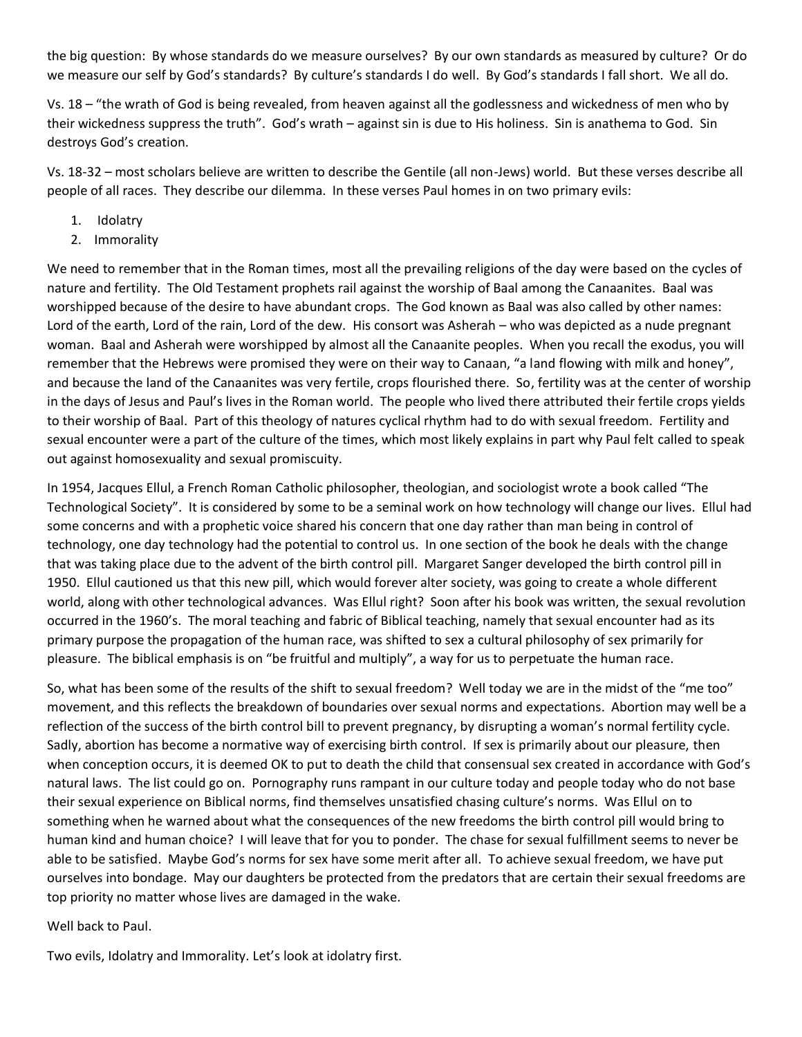the big question: By whose standards do we measure ourselves? By our own standards as measured by culture? Or do we measure our self by God's standards? By culture's standards I do well. By God's standards I fall short. We all do.

Vs. 18 – "the wrath of God is being revealed, from heaven against all the godlessness and wickedness of men who by their wickedness suppress the truth". God's wrath – against sin is due to His holiness. Sin is anathema to God. Sin destroys God's creation.

Vs. 18-32 – most scholars believe are written to describe the Gentile (all non-Jews) world. But these verses describe all people of all races. They describe our dilemma. In these verses Paul homes in on two primary evils:

1. Idolatry
2. Immorality

We need to remember that in the Roman times, most all the prevailing religions of the day were based on the cycles of nature and fertility. The Old Testament prophets rail against the worship of Baal among the Canaanites. Baal was worshipped because of the desire to have abundant crops. The God known as Baal was also called by other names: Lord of the earth, Lord of the rain, Lord of the dew. His consort was Asherah – who was depicted as a nude pregnant woman. Baal and Asherah were worshipped by almost all the Canaanite peoples. When you recall the exodus, you will remember that the Hebrews were promised they were on their way to Canaan, "a land flowing with milk and honey", and because the land of the Canaanites was very fertile, crops flourished there. So, fertility was at the center of worship in the days of Jesus and Paul's lives in the Roman world. The people who lived there attributed their fertile crops yields to their worship of Baal. Part of this theology of natures cyclical rhythm had to do with sexual freedom. Fertility and sexual encounter were a part of the culture of the times, which most likely explains in part why Paul felt called to speak out against homosexuality and sexual promiscuity.

In 1954, Jacques Ellul, a French Roman Catholic philosopher, theologian, and sociologist wrote a book called "The Technological Society". It is considered by some to be a seminal work on how technology will change our lives. Ellul had some concerns and with a prophetic voice shared his concern that one day rather than man being in control of technology, one day technology had the potential to control us. In one section of the book he deals with the change that was taking place due to the advent of the birth control pill. Margaret Sanger developed the birth control pill in 1950. Ellul cautioned us that this new pill, which would forever alter society, was going to create a whole different world, along with other technological advances. Was Ellul right? Soon after his book was written, the sexual revolution occurred in the 1960's. The moral teaching and fabric of Biblical teaching, namely that sexual encounter had as its primary purpose the propagation of the human race, was shifted to sex a cultural philosophy of sex primarily for pleasure. The biblical emphasis is on "be fruitful and multiply", a way for us to perpetuate the human race.

So, what has been some of the results of the shift to sexual freedom? Well today we are in the midst of the "me too" movement, and this reflects the breakdown of boundaries over sexual norms and expectations. Abortion may well be a reflection of the success of the birth control bill to prevent pregnancy, by disrupting a woman's normal fertility cycle. Sadly, abortion has become a normative way of exercising birth control. If sex is primarily about our pleasure, then when conception occurs, it is deemed OK to put to death the child that consensual sex created in accordance with God's natural laws. The list could go on. Pornography runs rampant in our culture today and people today who do not base their sexual experience on Biblical norms, find themselves unsatisfied chasing culture's norms. Was Ellul on to something when he warned about what the consequences of the new freedoms the birth control pill would bring to human kind and human choice? I will leave that for you to ponder. The chase for sexual fulfillment seems to never be able to be satisfied. Maybe God's norms for sex have some merit after all. To achieve sexual freedom, we have put ourselves into bondage. May our daughters be protected from the predators that are certain their sexual freedoms are top priority no matter whose lives are damaged in the wake.

Well back to Paul.

Two evils, Idolatry and Immorality. Let's look at idolatry first.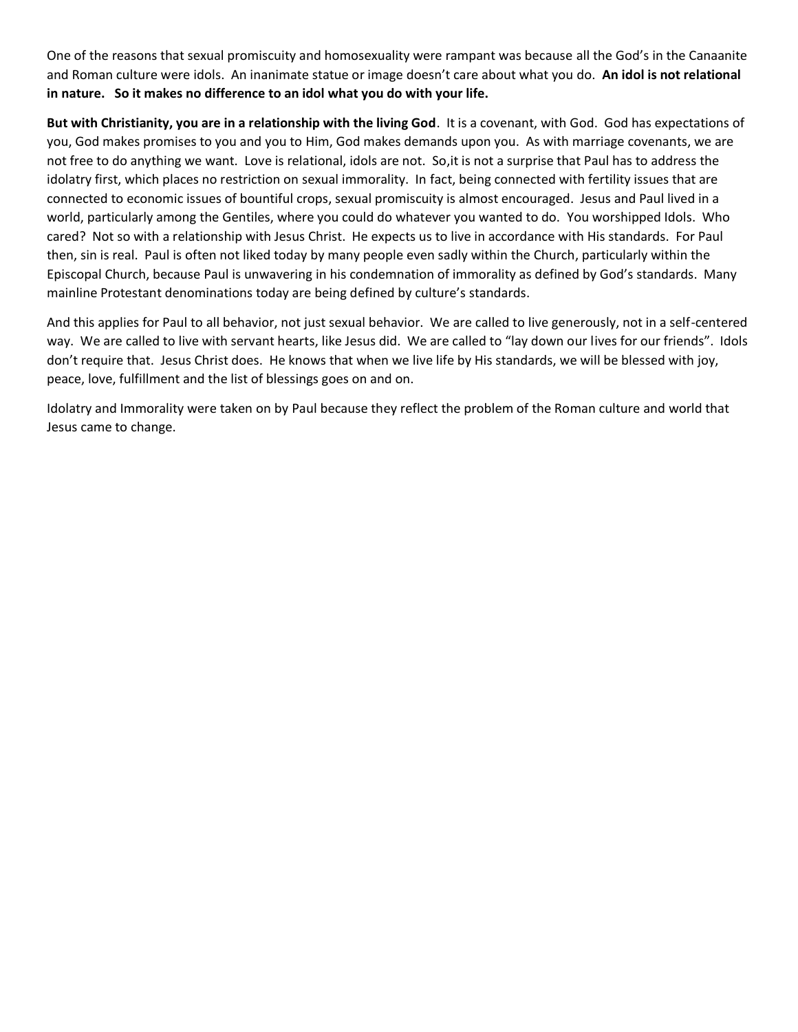One of the reasons that sexual promiscuity and homosexuality were rampant was because all the God's in the Canaanite and Roman culture were idols. An inanimate statue or image doesn't care about what you do. **An idol is not relational in nature. So it makes no difference to an idol what you do with your life.**

**But with Christianity, you are in a relationship with the living God**. It is a covenant, with God. God has expectations of you, God makes promises to you and you to Him, God makes demands upon you. As with marriage covenants, we are not free to do anything we want. Love is relational, idols are not. So,it is not a surprise that Paul has to address the idolatry first, which places no restriction on sexual immorality. In fact, being connected with fertility issues that are connected to economic issues of bountiful crops, sexual promiscuity is almost encouraged. Jesus and Paul lived in a world, particularly among the Gentiles, where you could do whatever you wanted to do. You worshipped Idols. Who cared? Not so with a relationship with Jesus Christ. He expects us to live in accordance with His standards. For Paul then, sin is real. Paul is often not liked today by many people even sadly within the Church, particularly within the Episcopal Church, because Paul is unwavering in his condemnation of immorality as defined by God's standards. Many mainline Protestant denominations today are being defined by culture's standards.

And this applies for Paul to all behavior, not just sexual behavior. We are called to live generously, not in a self-centered way. We are called to live with servant hearts, like Jesus did. We are called to "lay down our lives for our friends". Idols don't require that. Jesus Christ does. He knows that when we live life by His standards, we will be blessed with joy, peace, love, fulfillment and the list of blessings goes on and on.

Idolatry and Immorality were taken on by Paul because they reflect the problem of the Roman culture and world that Jesus came to change.